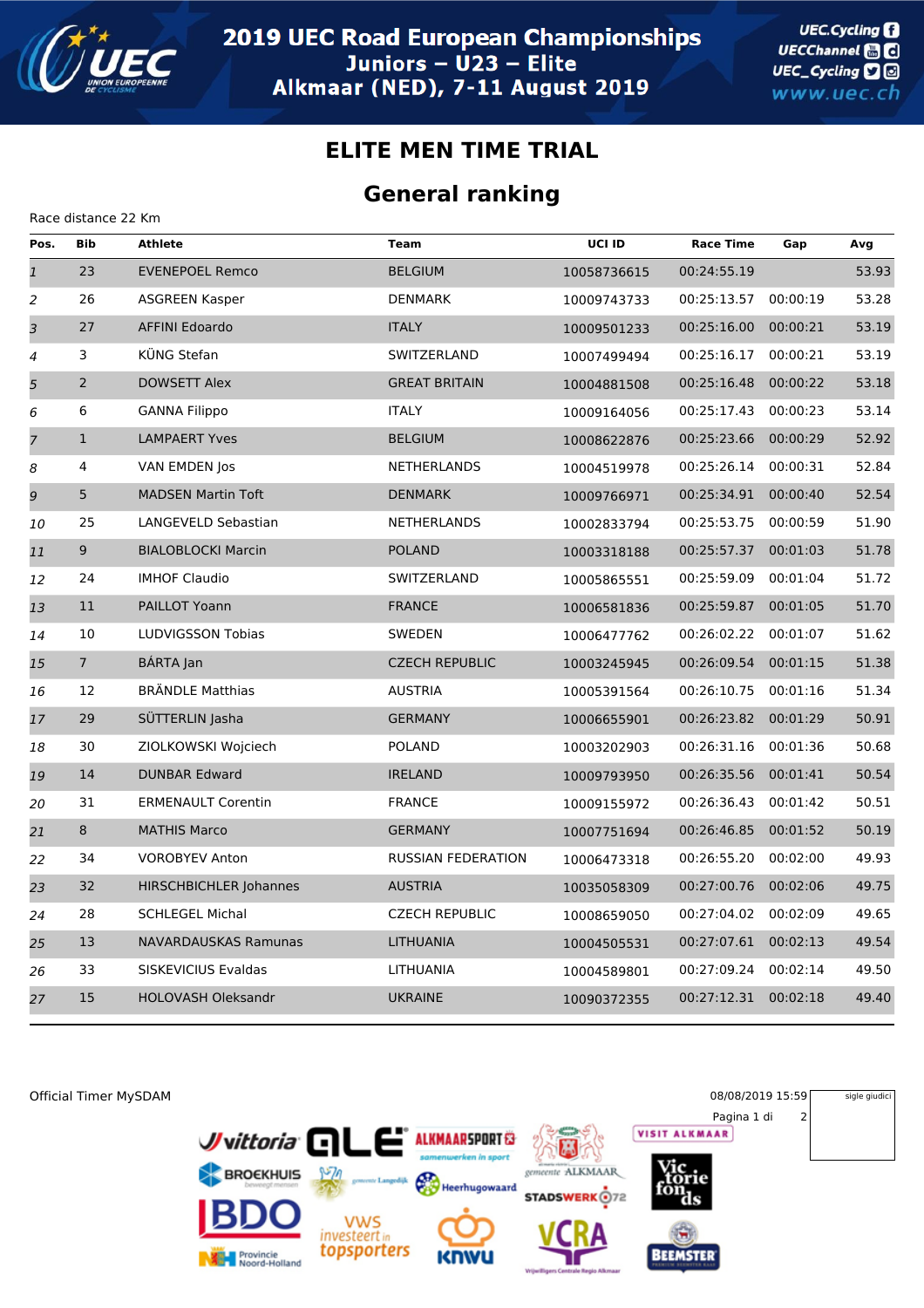# 2019 UEC Road European Championships

Juniors – U23 – Elite

Alkmaar (NED), 7-11 August 2019

## ELITE MEN TIME TRIAL

## General ranking

Race distance 22 Km

| Pos. | Bib | Athlete | Team | UCI ID | Race Time | Gap | Avg |
|---|---|---|---|---|---|---|---|
| 1 | 23 | EVENEPOEL Remco | BELGIUM | 10058736615 | 00:24:55.19 | | 53.93 |
| 2 | 26 | ASGREEN Kasper | DENMARK | 10009743733 | 00:25:13.57 | 00:00:19 | 53.28 |
| 3 | 27 | AFFINI Edoardo | ITALY | 10009501233 | 00:25:16.00 | 00:00:21 | 53.19 |
| 4 | 3 | KÜNG Stefan | SWITZERLAND | 10007499494 | 00:25:16.17 | 00:00:21 | 53.19 |
| 5 | 2 | DOWSETT Alex | GREAT BRITAIN | 10004881508 | 00:25:16.48 | 00:00:22 | 53.18 |
| 6 | 6 | GANNA Filippo | ITALY | 10009164056 | 00:25:17.43 | 00:00:23 | 53.14 |
| 7 | 1 | LAMPAERT Yves | BELGIUM | 10008622876 | 00:25:23.66 | 00:00:29 | 52.92 |
| 8 | 4 | VAN EMDEN Jos | NETHERLANDS | 10004519978 | 00:25:26.14 | 00:00:31 | 52.84 |
| 9 | 5 | MADSEN Martin Toft | DENMARK | 10009766971 | 00:25:34.91 | 00:00:40 | 52.54 |
| 10 | 25 | LANGEVELD Sebastian | NETHERLANDS | 10002833794 | 00:25:53.75 | 00:00:59 | 51.90 |
| 11 | 9 | BIALOBLOCKI Marcin | POLAND | 10003318188 | 00:25:57.37 | 00:01:03 | 51.78 |
| 12 | 24 | IMHOF Claudio | SWITZERLAND | 10005865551 | 00:25:59.09 | 00:01:04 | 51.72 |
| 13 | 11 | PAILLOT Yoann | FRANCE | 10006581836 | 00:25:59.87 | 00:01:05 | 51.70 |
| 14 | 10 | LUDVIGSSON Tobias | SWEDEN | 10006477762 | 00:26:02.22 | 00:01:07 | 51.62 |
| 15 | 7 | BÁRTA Jan | CZECH REPUBLIC | 10003245945 | 00:26:09.54 | 00:01:15 | 51.38 |
| 16 | 12 | BRÄNDLE Matthias | AUSTRIA | 10005391564 | 00:26:10.75 | 00:01:16 | 51.34 |
| 17 | 29 | SÜTTERLIN Jasha | GERMANY | 10006655901 | 00:26:23.82 | 00:01:29 | 50.91 |
| 18 | 30 | ZIOLKOWSKI Wojciech | POLAND | 10003202903 | 00:26:31.16 | 00:01:36 | 50.68 |
| 19 | 14 | DUNBAR Edward | IRELAND | 10009793950 | 00:26:35.56 | 00:01:41 | 50.54 |
| 20 | 31 | ERMENAULT Corentin | FRANCE | 10009155972 | 00:26:36.43 | 00:01:42 | 50.51 |
| 21 | 8 | MATHIS Marco | GERMANY | 10007751694 | 00:26:46.85 | 00:01:52 | 50.19 |
| 22 | 34 | VOROBYEV Anton | RUSSIAN FEDERATION | 10006473318 | 00:26:55.20 | 00:02:00 | 49.93 |
| 23 | 32 | HIRSCHBICHLER Johannes | AUSTRIA | 10035058309 | 00:27:00.76 | 00:02:06 | 49.75 |
| 24 | 28 | SCHLEGEL Michal | CZECH REPUBLIC | 10008659050 | 00:27:04.02 | 00:02:09 | 49.65 |
| 25 | 13 | NAVARDAUSKAS Ramunas | LITHUANIA | 10004505531 | 00:27:07.61 | 00:02:13 | 49.54 |
| 26 | 33 | SISKEVICIUS Evaldas | LITHUANIA | 10004589801 | 00:27:09.24 | 00:02:14 | 49.50 |
| 27 | 15 | HOLOVASH Oleksandr | UKRAINE | 10090372355 | 00:27:12.31 | 00:02:18 | 49.40 |

Official Timer MySDAM

08/08/2019 15:59

sigle giudici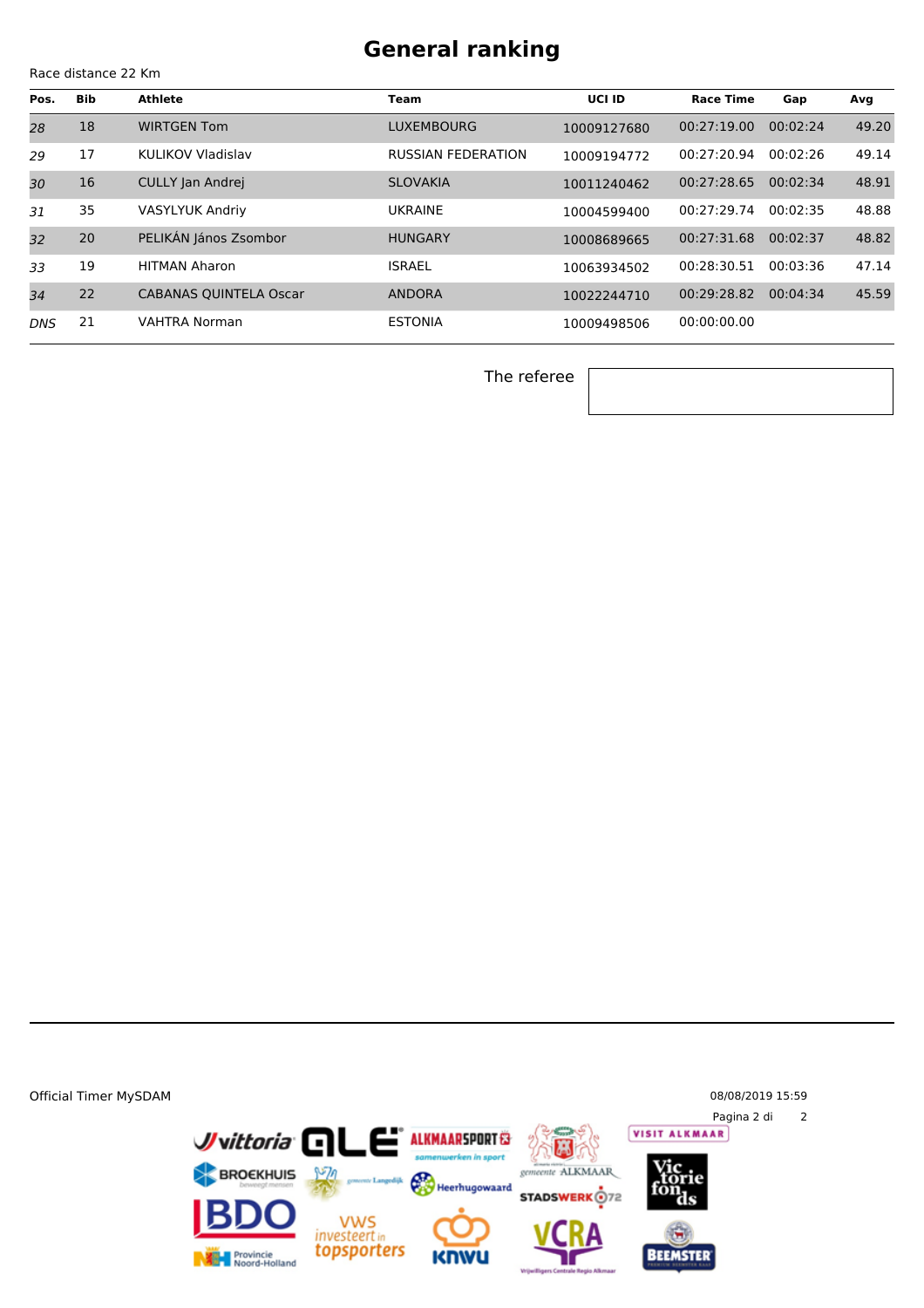# General ranking

Race distance 22 Km

| Pos. | Bib | Athlete | Team | UCI ID | Race Time | Gap | Avg |
|---|---|---|---|---|---|---|---|
| *28* | 18 | WIRTGEN Tom | LUXEMBOURG | 10009127680 | 00:27:19.00 | 00:02:24 | 49.20 |
| *29* | 17 | KULIKOV Vladislav | RUSSIAN FEDERATION | 10009194772 | 00:27:20.94 | 00:02:26 | 49.14 |
| *30* | 16 | CULLY Jan Andrej | SLOVAKIA | 10011240462 | 00:27:28.65 | 00:02:34 | 48.91 |
| *31* | 35 | VASYLYUK Andriy | UKRAINE | 10004599400 | 00:27:29.74 | 00:02:35 | 48.88 |
| *32* | 20 | PELIKÁN János Zsombor | HUNGARY | 10008689665 | 00:27:31.68 | 00:02:37 | 48.82 |
| *33* | 19 | HITMAN Aharon | ISRAEL | 10063934502 | 00:28:30.51 | 00:03:36 | 47.14 |
| *34* | 22 | CABANAS QUINTELA Oscar | ANDORA | 10022244710 | 00:29:28.82 | 00:04:34 | 45.59 |
| *DNS* | 21 | VAHTRA Norman | ESTONIA | 10009498506 | 00:00:00.00 | | |

The referee

Official Timer MySDAM

08/08/2019 15:59